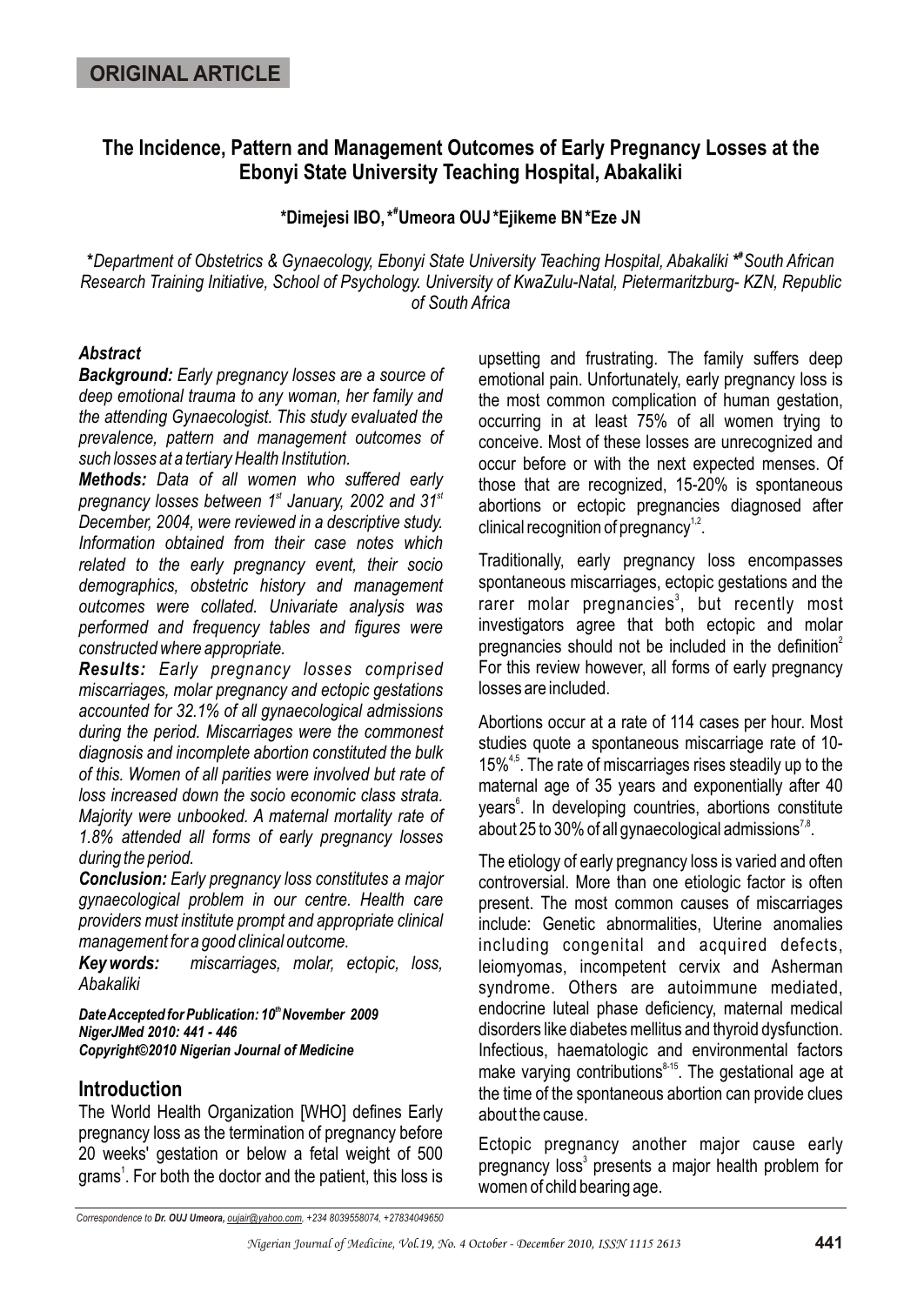**ORIGINAL ARTICLE**

# The Incidence, Pattern and Management Outcomes of Early Pregnancy Losses at the Ebonyi State University Teaching Hospital, Abakaliki

**\*Dimejesi IBO, \*# Umeora OUJ \*Ejikeme BN \*Eze JN**

*\*Department of Obstetrics & Gynaecology, Ebonyi State University Teaching Hospital, Abakaliki \*# South African Research Training Initiative, School of Psychology. University of KwaZulu-Natal, Pietermaritzburg- KZN, Republic of South Africa*

### *Abstract*

***Background:*** *Early pregnancy losses are a source of deep emotional trauma to any woman, her family and the attending Gynaecologist. This study evaluated the prevalence, pattern and management outcomes of such losses at a tertiary Health Institution.*

***Methods:*** *Data of all women who suffered early pregnancy losses between 1st January, 2002 and 31st December, 2004, were reviewed in a descriptive study. Information obtained from their case notes which related to the early pregnancy event, their socio demographics, obstetric history and management outcomes were collated. Univariate analysis was performed and frequency tables and figures were constructed where appropriate.*

***Results:*** *Early pregnancy losses comprised miscarriages, molar pregnancy and ectopic gestations accounted for 32.1% of all gynaecological admissions during the period. Miscarriages were the commonest diagnosis and incomplete abortion constituted the bulk of this. Women of all parities were involved but rate of loss increased down the socio economic class strata. Majority were unbooked. A maternal mortality rate of 1.8% attended all forms of early pregnancy losses during the period.*

***Conclusion:*** *Early pregnancy loss constitutes a major gynaecological problem in our centre. Health care providers must institute prompt and appropriate clinical management for a good clinical outcome.*

***Key words:*** *miscarriages, molar, ectopic, loss, Abakaliki*

***Date Accepted for Publication: 10th November 2009***
***NigerJMed 2010: 441 - 446***
***Copyright©2010 Nigerian Journal of Medicine***

## Introduction

The World Health Organization [WHO] defines Early pregnancy loss as the termination of pregnancy before 20 weeks' gestation or below a fetal weight of 500 grams[1]. For both the doctor and the patient, this loss is upsetting and frustrating. The family suffers deep emotional pain. Unfortunately, early pregnancy loss is the most common complication of human gestation, occurring in at least 75% of all women trying to conceive. Most of these losses are unrecognized and occur before or with the next expected menses. Of those that are recognized, 15-20% is spontaneous abortions or ectopic pregnancies diagnosed after clinical recognition of pregnancy[1,2].

Traditionally, early pregnancy loss encompasses spontaneous miscarriages, ectopic gestations and the rarer molar pregnancies[3], but recently most investigators agree that both ectopic and molar pregnancies should not be included in the definition[2]. For this review however, all forms of early pregnancy losses are included.

Abortions occur at a rate of 114 cases per hour. Most studies quote a spontaneous miscarriage rate of 10-15%[4,5]. The rate of miscarriages rises steadily up to the maternal age of 35 years and exponentially after 40 years[6]. In developing countries, abortions constitute about 25 to 30% of all gynaecological admissions[7,8].

The etiology of early pregnancy loss is varied and often controversial. More than one etiologic factor is often present. The most common causes of miscarriages include: Genetic abnormalities, Uterine anomalies including congenital and acquired defects, leiomyomas, incompetent cervix and Asherman syndrome. Others are autoimmune mediated, endocrine luteal phase deficiency, maternal medical disorders like diabetes mellitus and thyroid dysfunction. Infectious, haematologic and environmental factors make varying contributions[8-15]. The gestational age at the time of the spontaneous abortion can provide clues about the cause.

Ectopic pregnancy another major cause early pregnancy loss[3] presents a major health problem for women of child bearing age.

*Correspondence to **Dr. OUJ Umeora,** oujair@yahoo.com, +234 8039558074, +27834049650*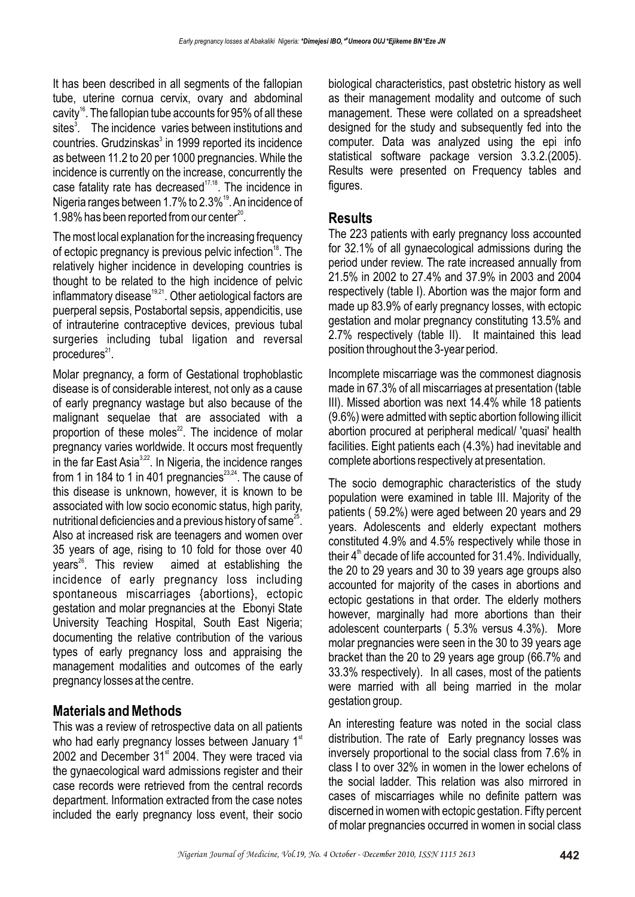It has been described in all segments of the fallopian tube, uterine cornua cervix, ovary and abdominal cavity[16]. The fallopian tube accounts for 95% of all these sites[3]. The incidence varies between institutions and countries. Grudzinskas[3] in 1999 reported its incidence as between 11.2 to 20 per 1000 pregnancies. While the incidence is currently on the increase, concurrently the case fatality rate has decreased[17,18]. The incidence in Nigeria ranges between 1.7% to 2.3%[19]. An incidence of 1.98% has been reported from our center[20].

The most local explanation for the increasing frequency of ectopic pregnancy is previous pelvic infection[18]. The relatively higher incidence in developing countries is thought to be related to the high incidence of pelvic inflammatory disease[19,21]. Other aetiological factors are puerperal sepsis, Postabortal sepsis, appendicitis, use of intrauterine contraceptive devices, previous tubal surgeries including tubal ligation and reversal procedures[21].

Molar pregnancy, a form of Gestational trophoblastic disease is of considerable interest, not only as a cause of early pregnancy wastage but also because of the malignant sequelae that are associated with a proportion of these moles[22]. The incidence of molar pregnancy varies worldwide. It occurs most frequently in the far East Asia[3,22]. In Nigeria, the incidence ranges from 1 in 184 to 1 in 401 pregnancies[23,24]. The cause of this disease is unknown, however, it is known to be associated with low socio economic status, high parity, nutritional deficiencies and a previous history of same[25]. Also at increased risk are teenagers and women over 35 years of age, rising to 10 fold for those over 40 years[26]. This review aimed at establishing the incidence of early pregnancy loss including spontaneous miscarriages {abortions}, ectopic gestation and molar pregnancies at the Ebonyi State University Teaching Hospital, South East Nigeria; documenting the relative contribution of the various types of early pregnancy loss and appraising the management modalities and outcomes of the early pregnancy losses at the centre.

## Materials and Methods

This was a review of retrospective data on all patients who had early pregnancy losses between January 1st 2002 and December 31st 2004. They were traced via the gynaecological ward admissions register and their case records were retrieved from the central records department. Information extracted from the case notes included the early pregnancy loss event, their socio biological characteristics, past obstetric history as well as their management modality and outcome of such management. These were collated on a spreadsheet designed for the study and subsequently fed into the computer. Data was analyzed using the epi info statistical software package version 3.3.2.(2005). Results were presented on Frequency tables and figures.

## Results

The 223 patients with early pregnancy loss accounted for 32.1% of all gynaecological admissions during the period under review. The rate increased annually from 21.5% in 2002 to 27.4% and 37.9% in 2003 and 2004 respectively (table I). Abortion was the major form and made up 83.9% of early pregnancy losses, with ectopic gestation and molar pregnancy constituting 13.5% and 2.7% respectively (table II). It maintained this lead position throughout the 3-year period.

Incomplete miscarriage was the commonest diagnosis made in 67.3% of all miscarriages at presentation (table III). Missed abortion was next 14.4% while 18 patients (9.6%) were admitted with septic abortion following illicit abortion procured at peripheral medical/ 'quasi' health facilities. Eight patients each (4.3%) had inevitable and complete abortions respectively at presentation.

The socio demographic characteristics of the study population were examined in table III. Majority of the patients ( 59.2%) were aged between 20 years and 29 years. Adolescents and elderly expectant mothers constituted 4.9% and 4.5% respectively while those in their 4th decade of life accounted for 31.4%. Individually, the 20 to 29 years and 30 to 39 years age groups also accounted for majority of the cases in abortions and ectopic gestations in that order. The elderly mothers however, marginally had more abortions than their adolescent counterparts ( 5.3% versus 4.3%). More molar pregnancies were seen in the 30 to 39 years age bracket than the 20 to 29 years age group (66.7% and 33.3% respectively). In all cases, most of the patients were married with all being married in the molar gestation group.

An interesting feature was noted in the social class distribution. The rate of Early pregnancy losses was inversely proportional to the social class from 7.6% in class I to over 32% in women in the lower echelons of the social ladder. This relation was also mirrored in cases of miscarriages while no definite pattern was discerned in women with ectopic gestation. Fifty percent of molar pregnancies occurred in women in social class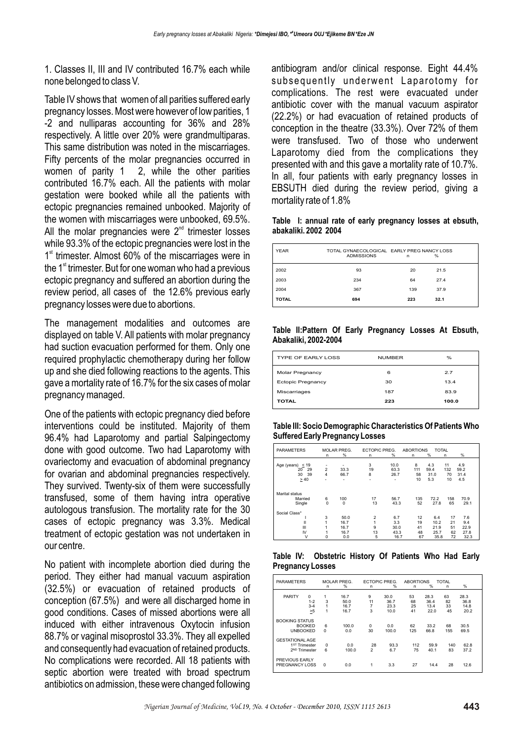1. Classes II, III and IV contributed 16.7% each while none belonged to class V.

Table IV shows that women of all parities suffered early pregnancy losses. Most were however of low parities, 1 -2 and nulliparas accounting for 36% and 28% respectively. A little over 20% were grandmultiparas. This same distribution was noted in the miscarriages. Fifty percents of the molar pregnancies occurred in women of parity 1 2, while the other parities contributed 16.7% each. All the patients with molar gestation were booked while all the patients with ectopic pregnancies remained unbooked. Majority of the women with miscarriages were unbooked, 69.5%. All the molar pregnancies were 2[nd] trimester losses while 93.3% of the ectopic pregnancies were lost in the 1[st] trimester. Almost 60% of the miscarriages were in the 1[st] trimester. But for one woman who had a previous ectopic pregnancy and suffered an abortion during the review period, all cases of the 12.6% previous early pregnancy losses were due to abortions.

The management modalities and outcomes are displayed on table V. All patients with molar pregnancy had suction evacuation performed for them. Only one required prophylactic chemotherapy during her follow up and she died following reactions to the agents. This gave a mortality rate of 16.7% for the six cases of molar pregnancy managed.

One of the patients with ectopic pregnancy died before interventions could be instituted. Majority of them 96.4% had Laparotomy and partial Salpingectomy done with good outcome. Two had Laparotomy with ovariectomy and evacuation of abdominal pregnancy for ovarian and abdominal pregnancies respectively. They survived. Twenty-six of them were successfully transfused, some of them having intra operative autologous transfusion. The mortality rate for the 30 cases of ectopic pregnancy was 3.3%. Medical treatment of ectopic gestation was not undertaken in our centre.

No patient with incomplete abortion died during the period. They either had manual vacuum aspiration (32.5%) or evacuation of retained products of conception (67.5%) and were all discharged home in good conditions. Cases of missed abortions were all induced with either intravenous Oxytocin infusion 88.7% or vaginal misoprostol 33.3%. They all expelled and consequently had evacuation of retained products. No complications were recorded. All 18 patients with septic abortion were treated with broad spectrum antibiotics on admission, these were changed following antibiogram and/or clinical response. Eight 44.4% subsequently underwent Laparotomy for complications. The rest were evacuated under antibiotic cover with the manual vacuum aspirator (22.2%) or had evacuation of retained products of conception in the theatre (33.3%). Over 72% of them were transfused. Two of those who underwent Laparotomy died from the complications they presented with and this gave a mortality rate of 10.7%. In all, four patients with early pregnancy losses in EBSUTH died during the review period, giving a mortality rate of 1.8%

**Table I: annual rate of early pregnancy losses at ebsuth, abakaliki. 2002 2004**

| YEAR | TOTAL GYNAECOLOGICAL ADMISSIONS | EARLY PREG NANCY LOSS n | % |
|---|---|---|---|
| 2002 | 93 | 20 | 21.5 |
| 2003 | 234 | 64 | 27.4 |
| 2004 | 367 | 139 | 37.9 |
| **TOTAL** | **694** | **223** | **32.1** |

**Table II:Pattern Of Early Pregnancy Losses At Ebsuth, Abakaliki, 2002-2004**

| TYPE OF EARLY LOSS | NUMBER | % |
|---|---|---|
| Molar Pregnancy | 6 | 2.7 |
| Ectopic Pregnancy | 30 | 13.4 |
| Miscarriages | 187 | 83.9 |
| **TOTAL** | **223** | **100.0** |

**Table III: Socio Demographic Characteristics Of Patients Who Suffered Early Pregnancy Losses**

| PARAMETERS | | MOLAR PREG. n | % | ECTOPIC PREG. n | % | ABORTIONS n | % | TOTAL n | % |
|---|---|---|---|---|---|---|---|---|---|
| Age (years) | ≤ 19 | - | - | 3 | 10.0 | 8 | 4.3 | 11 | 4.9 |
| | 20 29 | 2 | 33.3 | 19 | 63.3 | 111 | 59.4 | 132 | 59.2 |
| | 30 39 | 4 | 66.7 | 8 | 26.7 | 58 | 31.0 | 70 | 31.4 |
| | ≥ 40 | - | - | - | - | 10 | 5.3 | 10 | 4.5 |
| Marital status | Married | 6 | 100 | 17 | 56.7 | 135 | 72.2 | 158 | 70.9 |
| | Single | 0 | 0 | 13 | 43.3 | 52 | 27.8 | 65 | 29.1 |
| Social Class* | I | 3 | 50.0 | 2 | 6.7 | 12 | 6.4 | 17 | 7.6 |
| | II | 1 | 16.7 | 1 | 3.3 | 19 | 10.2 | 21 | 9.4 |
| | III | 1 | 16.7 | 9 | 30.0 | 41 | 21.9 | 51 | 22.9 |
| | IV | 1 | 16.7 | 13 | 43.3 | 48 | 25.7 | 62 | 27.8 |
| | V | 0 | 0.0 | 5 | 16.7 | 67 | 35.8 | 72 | 32.3 |

**Table IV: Obstetric History Of Patients Who Had Early Pregnancy Losses**

| PARAMETERS | | MOLAR PREG. n | % | ECTOPIC PREG. n | % | ABORTIONS n | % | TOTAL n | % |
|---|---|---|---|---|---|---|---|---|---|
| PARITY | 0 | 1 | 16.7 | 9 | 30.0 | 53 | 28.3 | 63 | 28.3 |
| | 1-2 | 3 | 50.0 | 11 | 36.7 | 68 | 36.4 | 82 | 36.8 |
| | 3-4 | 1 | 16.7 | 7 | 23.3 | 25 | 13.4 | 33 | 14.8 |
| | ≥5 | 1 | 16.7 | 3 | 10.0 | 41 | 22.0 | 45 | 20.2 |
| BOOKING STATUS | BOOKED | 6 | 100.0 | 0 | 0.0 | 62 | 33.2 | 68 | 30.5 |
| | UNBOOKED | 0 | 0.0 | 30 | 100.0 | 125 | 66.8 | 155 | 69.5 |
| GESTATIONAL AGE | 1ST Trimester | 0 | 0.0 | 28 | 93.3 | 112 | 59.9 | 140 | 62.8 |
| | 2ND Trimester | 6 | 100.0 | 2 | 6.7 | 75 | 40.1 | 83 | 37.2 |
| PREVIOUS EARLY PREGNANCY LOSS | | 0 | 0.0 | 1 | 3.3 | 27 | 14.4 | 28 | 12.6 |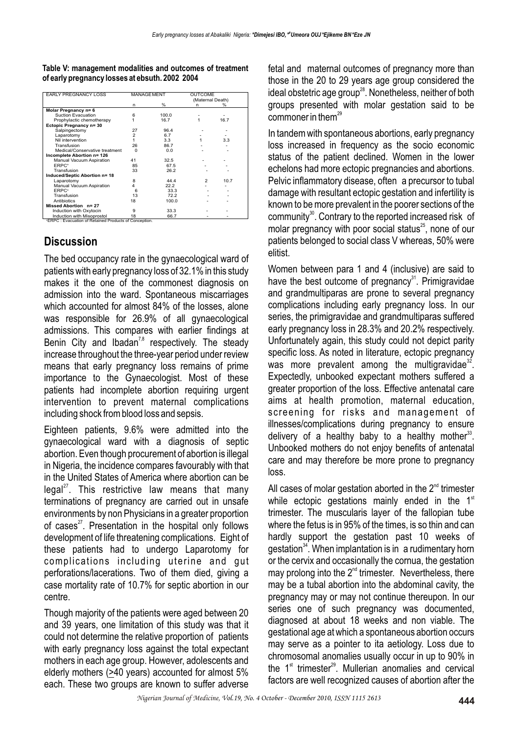**Table V: management modalities and outcomes of treatment of early pregnancy losses at ebsuth. 2002 2004**

| EARLY PREGNANCY LOSS | MANAGEMENT | | OUTCOME (Maternal Death) | |
|---|---|---|---|---|
| | n | % | n | % |
| **Molar Pregnancy n= 6** | | | | |
| Suction Evacuation | 6 | 100.0 | - | - |
| Prophylactic chemotherapy | 1 | 16.7 | 1 | 16.7 |
| **Ectopic Pregnancy n= 30** | | | | |
| Salpingectomy | 27 | 96.4 | - | - |
| Laparotomy | 2 | 6.7 | - | - |
| Nil intervention | 1 | 3.3 | 1 | 3.3 |
| Transfusion | 26 | 86.7 | - | - |
| Medical/Conservative treatment | 0 | 0.0 | - | - |
| **Incomplete Abortion n= 126** | | | | |
| Manual Vacuum Aspiration | 41 | 32.5 | - | - |
| ERPC* | 85 | 67.5 | - | - |
| Transfusion | 33 | 26.2 | - | - |
| **Induced/Septic Abortion n= 18** | | | | |
| Laparotomy | 8 | 44.4 | 2 | 10.7 |
| Manual Vacuum Aspiration | 4 | 22.2 | - | - |
| ERPC* | 6 | 33.3 | - | - |
| Transfusion | 13 | 72.2 | - | - |
| Antibiotics | 18 | 100.0 | - | - |
| **Missed Abortion n= 27** | | | | |
| Induction with Oxytocin | 9 | 33.3 | - | - |
| Induction with Misoprostol | 18 | 66.7 | - | - |

*ERPC : Evacuation of Retained Products of Conception.

## Discussion

The bed occupancy rate in the gynaecological ward of patients with early pregnancy loss of 32.1% in this study makes it the one of the commonest diagnosis on admission into the ward. Spontaneous miscarriages which accounted for almost 84% of all the losses, alone was responsible for 26.9% of all gynaecological admissions. This compares with earlier findings at Benin City and Ibadan[7,8] respectively. The steady increase throughout the three-year period under review means that early pregnancy loss remains of prime importance to the Gynaecologist. Most of these patients had incomplete abortion requiring urgent intervention to prevent maternal complications including shock from blood loss and sepsis.

Eighteen patients, 9.6% were admitted into the gynaecological ward with a diagnosis of septic abortion. Even though procurement of abortion is illegal in Nigeria, the incidence compares favourably with that in the United States of America where abortion can be legal[27]. This restrictive law means that many terminations of pregnancy are carried out in unsafe environments by non Physicians in a greater proportion of cases[27]. Presentation in the hospital only follows development of life threatening complications. Eight of these patients had to undergo Laparotomy for complications including uterine and gut perforations/lacerations. Two of them died, giving a case mortality rate of 10.7% for septic abortion in our centre.

Though majority of the patients were aged between 20 and 39 years, one limitation of this study was that it could not determine the relative proportion of patients with early pregnancy loss against the total expectant mothers in each age group. However, adolescents and elderly mothers (≥40 years) accounted for almost 5% each. These two groups are known to suffer adverse fetal and maternal outcomes of pregnancy more than those in the 20 to 29 years age group considered the ideal obstetric age group[28]. Nonetheless, neither of both groups presented with molar gestation said to be commoner in them[29]

In tandem with spontaneous abortions, early pregnancy loss increased in frequency as the socio economic status of the patient declined. Women in the lower echelons had more ectopic pregnancies and abortions. Pelvic inflammatory disease, often a precursor to tubal damage with resultant ectopic gestation and infertility is known to be more prevalent in the poorer sections of the community[30]. Contrary to the reported increased risk of molar pregnancy with poor social status[25], none of our patients belonged to social class V whereas, 50% were elitist.

Women between para 1 and 4 (inclusive) are said to have the best outcome of pregnancy[31]. Primigravidae and grandmultiparas are prone to several pregnancy complications including early pregnancy loss. In our series, the primigravidae and grandmultiparas suffered early pregnancy loss in 28.3% and 20.2% respectively. Unfortunately again, this study could not depict parity specific loss. As noted in literature, ectopic pregnancy was more prevalent among the multigravidae[32]. Expectedly, unbooked expectant mothers suffered a greater proportion of the loss. Effective antenatal care aims at health promotion, maternal education, screening for risks and management of illnesses/complications during pregnancy to ensure delivery of a healthy baby to a healthy mother[33]. Unbooked mothers do not enjoy benefits of antenatal care and may therefore be more prone to pregnancy loss.

All cases of molar gestation aborted in the 2nd trimester while ectopic gestations mainly ended in the 1st trimester. The muscularis layer of the fallopian tube where the fetus is in 95% of the times, is so thin and can hardly support the gestation past 10 weeks of gestation[34]. When implantation is in a rudimentary horn or the cervix and occasionally the cornua, the gestation may prolong into the 2nd trimester. Nevertheless, there may be a tubal abortion into the abdominal cavity, the pregnancy may or may not continue thereupon. In our series one of such pregnancy was documented, diagnosed at about 18 weeks and non viable. The gestational age at which a spontaneous abortion occurs may serve as a pointer to ita aetiology. Loss due to chromosomal anomalies usually occur in up to 90% in the 1st trimester[29]. Mullerian anomalies and cervical factors are well recognized causes of abortion after the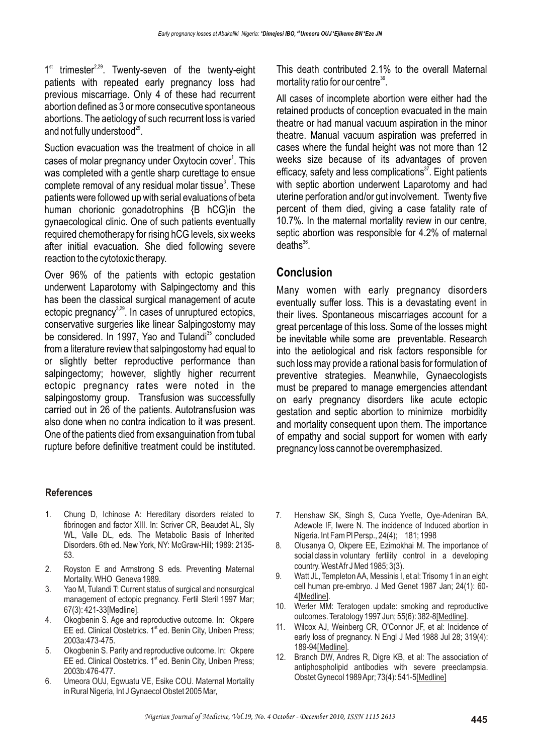1st trimester[2,29]. Twenty-seven of the twenty-eight patients with repeated early pregnancy loss had previous miscarriage. Only 4 of these had recurrent abortion defined as 3 or more consecutive spontaneous abortions. The aetiology of such recurrent loss is varied and not fully understood[29].

Suction evacuation was the treatment of choice in all cases of molar pregnancy under Oxytocin cover[1]. This was completed with a gentle sharp curettage to ensue complete removal of any residual molar tissue[3]. These patients were followed up with serial evaluations of beta human chorionic gonadotrophins {B hCG}in the gynaecological clinic. One of such patients eventually required chemotherapy for rising hCG levels, six weeks after initial evacuation. She died following severe reaction to the cytotoxic therapy.

Over 96% of the patients with ectopic gestation underwent Laparotomy with Salpingectomy and this has been the classical surgical management of acute ectopic pregnancy[3,29]. In cases of unruptured ectopics, conservative surgeries like linear Salpingostomy may be considered. In 1997, Yao and Tulandi[35] concluded from a literature review that salpingostomy had equal to or slightly better reproductive performance than salpingectomy; however, slightly higher recurrent ectopic pregnancy rates were noted in the salpingostomy group. Transfusion was successfully carried out in 26 of the patients. Autotransfusion was also done when no contra indication to it was present. One of the patients died from exsanguination from tubal rupture before definitive treatment could be instituted. This death contributed 2.1% to the overall Maternal mortality ratio for our centre[36].

All cases of incomplete abortion were either had the retained products of conception evacuated in the main theatre or had manual vacuum aspiration in the minor theatre. Manual vacuum aspiration was preferred in cases where the fundal height was not more than 12 weeks size because of its advantages of proven efficacy, safety and less complications[37]. Eight patients with septic abortion underwent Laparotomy and had uterine perforation and/or gut involvement. Twenty five percent of them died, giving a case fatality rate of 10.7%. In the maternal mortality review in our centre, septic abortion was responsible for 4.2% of maternal deaths[36].

## Conclusion

Many women with early pregnancy disorders eventually suffer loss. This is a devastating event in their lives. Spontaneous miscarriages account for a great percentage of this loss. Some of the losses might be inevitable while some are preventable. Research into the aetiological and risk factors responsible for such loss may provide a rational basis for formulation of preventive strategies. Meanwhile, Gynaecologists must be prepared to manage emergencies attendant on early pregnancy disorders like acute ectopic gestation and septic abortion to minimize morbidity and mortality consequent upon them. The importance of empathy and social support for women with early pregnancy loss cannot be overemphasized.

## References

1. Chung D, Ichinose A: Hereditary disorders related to fibrinogen and factor XIII. In: Scriver CR, Beaudet AL, Sly WL, Valle DL, eds. The Metabolic Basis of Inherited Disorders. 6th ed. New York, NY: McGraw-Hill; 1989: 2135-53.
2. Royston E and Armstrong S eds. Preventing Maternal Mortality. WHO Geneva 1989.
3. Yao M, Tulandi T: Current status of surgical and nonsurgical management of ectopic pregnancy. Fertil Steril 1997 Mar; 67(3): 421-33[Medline].
4. Okogbenin S. Age and reproductive outcome. In: Okpere EE ed. Clinical Obstetrics. 1st ed. Benin City, Uniben Press; 2003a:473-475.
5. Okogbenin S. Parity and reproductive outcome. In: Okpere EE ed. Clinical Obstetrics. 1st ed. Benin City, Uniben Press; 2003b:476-477.
6. Umeora OUJ, Egwuatu VE, Esike COU. Maternal Mortality in Rural Nigeria, Int J Gynaecol Obstet 2005 Mar,
7. Henshaw SK, Singh S, Cuca Yvette, Oye-Adeniran BA, Adewole IF, Iwere N. The incidence of Induced abortion in Nigeria. Int Fam Pl Persp., 24(4); 181; 1998
8. Olusanya O, Okpere EE, Ezimokhai M. The importance of social class in voluntary fertility control in a developing country. West Afr J Med 1985; 3(3).
9. Watt JL, Templeton AA, Messinis I, et al: Trisomy 1 in an eight cell human pre-embryo. J Med Genet 1987 Jan; 24(1): 60-4[Medline].
10. Werler MM: Teratogen update: smoking and reproductive outcomes. Teratology 1997 Jun; 55(6): 382-8[Medline].
11. Wilcox AJ, Weinberg CR, O'Connor JF, et al: Incidence of early loss of pregnancy. N Engl J Med 1988 Jul 28; 319(4): 189-94[Medline].
12. Branch DW, Andres R, Digre KB, et al: The association of antiphospholipid antibodies with severe preeclampsia. Obstet Gynecol 1989 Apr; 73(4): 541-5[Medline]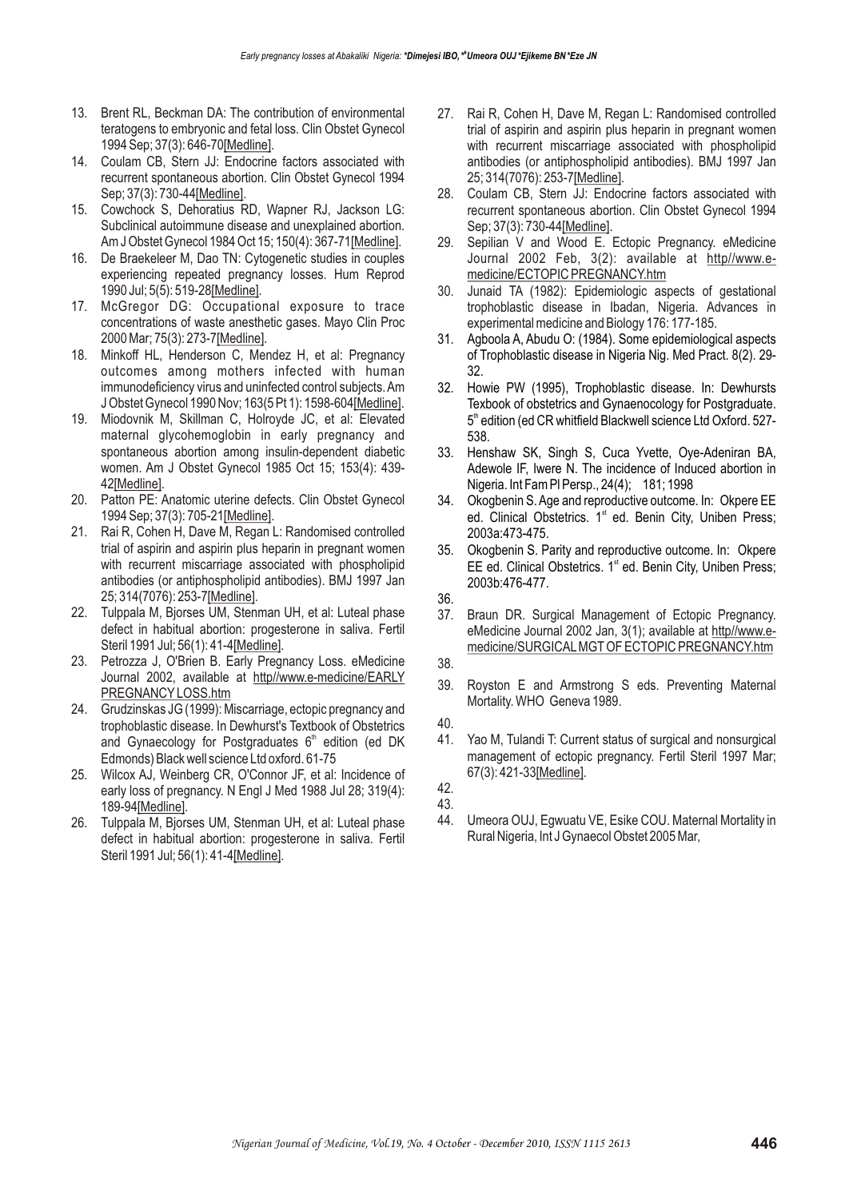13. Brent RL, Beckman DA: The contribution of environmental teratogens to embryonic and fetal loss. Clin Obstet Gynecol 1994 Sep; 37(3): 646-70[Medline].
14. Coulam CB, Stern JJ: Endocrine factors associated with recurrent spontaneous abortion. Clin Obstet Gynecol 1994 Sep; 37(3): 730-44[Medline].
15. Cowchock S, Dehoratius RD, Wapner RJ, Jackson LG: Subclinical autoimmune disease and unexplained abortion. Am J Obstet Gynecol 1984 Oct 15; 150(4): 367-71[Medline].
16. De Braekeleer M, Dao TN: Cytogenetic studies in couples experiencing repeated pregnancy losses. Hum Reprod 1990 Jul; 5(5): 519-28[Medline].
17. McGregor DG: Occupational exposure to trace concentrations of waste anesthetic gases. Mayo Clin Proc 2000 Mar; 75(3): 273-7[Medline].
18. Minkoff HL, Henderson C, Mendez H, et al: Pregnancy outcomes among mothers infected with human immunodeficiency virus and uninfected control subjects. Am J Obstet Gynecol 1990 Nov; 163(5 Pt 1): 1598-604[Medline].
19. Miodovnik M, Skillman C, Holroyde JC, et al: Elevated maternal glycohemoglobin in early pregnancy and spontaneous abortion among insulin-dependent diabetic women. Am J Obstet Gynecol 1985 Oct 15; 153(4): 439-42[Medline].
20. Patton PE: Anatomic uterine defects. Clin Obstet Gynecol 1994 Sep; 37(3): 705-21[Medline].
21. Rai R, Cohen H, Dave M, Regan L: Randomised controlled trial of aspirin and aspirin plus heparin in pregnant women with recurrent miscarriage associated with phospholipid antibodies (or antiphospholipid antibodies). BMJ 1997 Jan 25; 314(7076): 253-7[Medline].
22. Tulppala M, Bjorses UM, Stenman UH, et al: Luteal phase defect in habitual abortion: progesterone in saliva. Fertil Steril 1991 Jul; 56(1): 41-4[Medline].
23. Petrozza J, O'Brien B. Early Pregnancy Loss. eMedicine Journal 2002, available at http//www.e-medicine/EARLY PREGNANCY LOSS.htm
24. Grudzinskas JG (1999): Miscarriage, ectopic pregnancy and trophoblastic disease. In Dewhurst's Textbook of Obstetrics and Gynaecology for Postgraduates 6th edition (ed DK Edmonds) Black well science Ltd oxford. 61-75
25. Wilcox AJ, Weinberg CR, O'Connor JF, et al: Incidence of early loss of pregnancy. N Engl J Med 1988 Jul 28; 319(4): 189-94[Medline].
26. Tulppala M, Bjorses UM, Stenman UH, et al: Luteal phase defect in habitual abortion: progesterone in saliva. Fertil Steril 1991 Jul; 56(1): 41-4[Medline].
27. Rai R, Cohen H, Dave M, Regan L: Randomised controlled trial of aspirin and aspirin plus heparin in pregnant women with recurrent miscarriage associated with phospholipid antibodies (or antiphospholipid antibodies). BMJ 1997 Jan 25; 314(7076): 253-7[Medline].
28. Coulam CB, Stern JJ: Endocrine factors associated with recurrent spontaneous abortion. Clin Obstet Gynecol 1994 Sep; 37(3): 730-44[Medline].
29. Sepilian V and Wood E. Ectopic Pregnancy. eMedicine Journal 2002 Feb, 3(2): available at http//www.e-medicine/ECTOPIC PREGNANCY.htm
30. Junaid TA (1982): Epidemiologic aspects of gestational trophoblastic disease in Ibadan, Nigeria. Advances in experimental medicine and Biology 176: 177-185.
31. Agboola A, Abudu O: (1984). Some epidemiological aspects of Trophoblastic disease in Nigeria Nig. Med Pract. 8(2). 29-32.
32. Howie PW (1995), Trophoblastic disease. In: Dewhursts Texbook of obstetrics and Gynaenocology for Postgraduate. 5th edition (ed CR whitfield Blackwell science Ltd Oxford. 527-538.
33. Henshaw SK, Singh S, Cuca Yvette, Oye-Adeniran BA, Adewole IF, Iwere N. The incidence of Induced abortion in Nigeria. Int Fam Pl Persp., 24(4); 181; 1998
34. Okogbenin S. Age and reproductive outcome. In: Okpere EE ed. Clinical Obstetrics. 1st ed. Benin City, Uniben Press; 2003a:473-475.
35. Okogbenin S. Parity and reproductive outcome. In: Okpere EE ed. Clinical Obstetrics. 1st ed. Benin City, Uniben Press; 2003b:476-477.
36. 
37. Braun DR. Surgical Management of Ectopic Pregnancy. eMedicine Journal 2002 Jan, 3(1); available at http//www.e-medicine/SURGICAL MGT OF ECTOPIC PREGNANCY.htm
38. 
39. Royston E and Armstrong S eds. Preventing Maternal Mortality. WHO Geneva 1989.
40. 
41. Yao M, Tulandi T: Current status of surgical and nonsurgical management of ectopic pregnancy. Fertil Steril 1997 Mar; 67(3): 421-33[Medline].
42. 
43. 
44. Umeora OUJ, Egwuatu VE, Esike COU. Maternal Mortality in Rural Nigeria, Int J Gynaecol Obstet 2005 Mar,